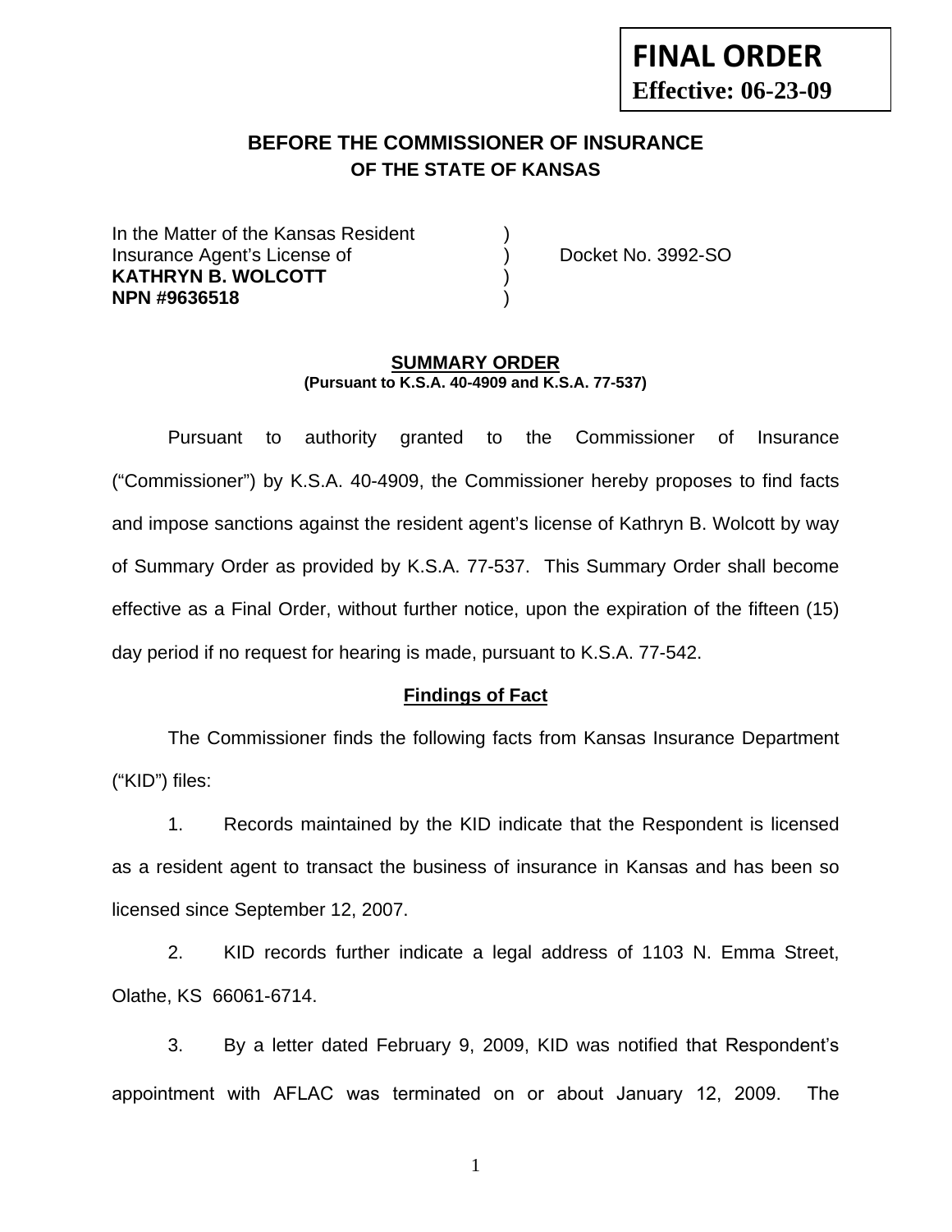**FINAL ORDER**
**Effective: 06-23-09**

## BEFORE THE COMMISSIONER OF INSURANCE
### OF THE STATE OF KANSAS

In the Matter of the Kansas Resident )
Insurance Agent's License of ) Docket No. 3992-SO
**KATHRYN B. WOLCOTT** )
**NPN #9636518** )

### SUMMARY ORDER
**(Pursuant to K.S.A. 40-4909 and K.S.A. 77-537)**

Pursuant to authority granted to the Commissioner of Insurance ("Commissioner") by K.S.A. 40-4909, the Commissioner hereby proposes to find facts and impose sanctions against the resident agent's license of Kathryn B. Wolcott by way of Summary Order as provided by K.S.A. 77-537. This Summary Order shall become effective as a Final Order, without further notice, upon the expiration of the fifteen (15) day period if no request for hearing is made, pursuant to K.S.A. 77-542.

### Findings of Fact

The Commissioner finds the following facts from Kansas Insurance Department ("KID") files:

1. Records maintained by the KID indicate that the Respondent is licensed as a resident agent to transact the business of insurance in Kansas and has been so licensed since September 12, 2007.

2. KID records further indicate a legal address of 1103 N. Emma Street, Olathe, KS 66061-6714.

3. By a letter dated February 9, 2009, KID was notified that Respondent's appointment with AFLAC was terminated on or about January 12, 2009. The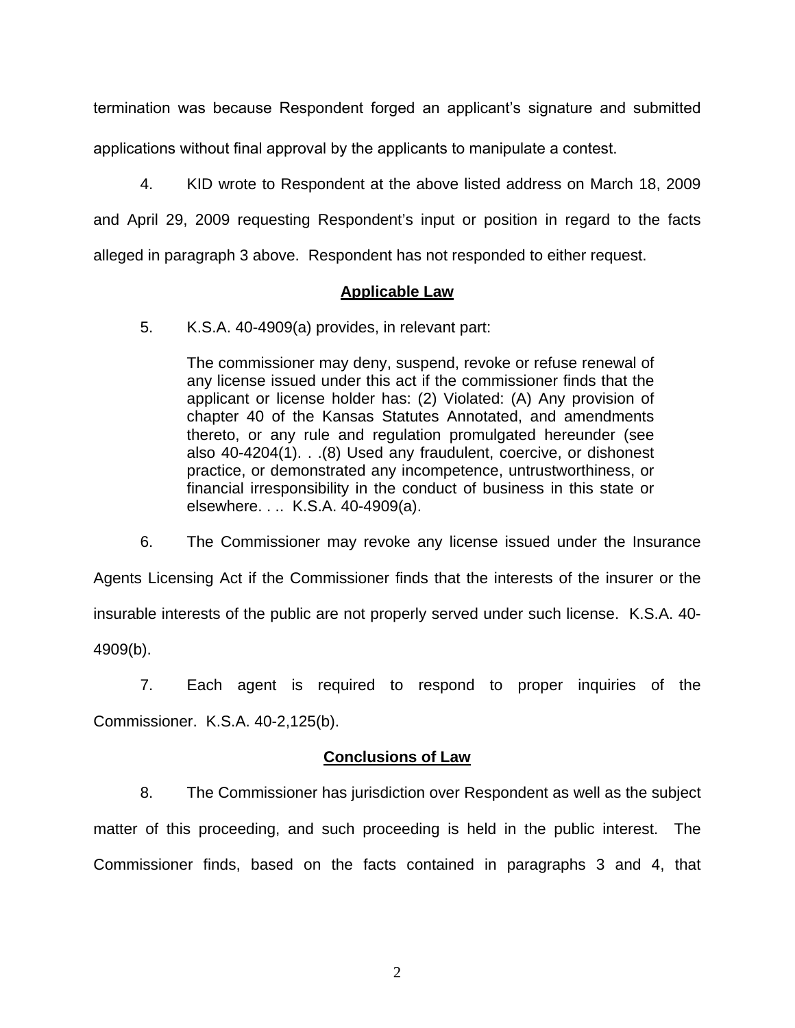termination was because Respondent forged an applicant's signature and submitted applications without final approval by the applicants to manipulate a contest.

4. KID wrote to Respondent at the above listed address on March 18, 2009 and April 29, 2009 requesting Respondent's input or position in regard to the facts alleged in paragraph 3 above. Respondent has not responded to either request.

## **Applicable Law**

5. K.S.A. 40-4909(a) provides, in relevant part:

> The commissioner may deny, suspend, revoke or refuse renewal of any license issued under this act if the commissioner finds that the applicant or license holder has: (2) Violated: (A) Any provision of chapter 40 of the Kansas Statutes Annotated, and amendments thereto, or any rule and regulation promulgated hereunder (see also 40-4204(1). . .(8) Used any fraudulent, coercive, or dishonest practice, or demonstrated any incompetence, untrustworthiness, or financial irresponsibility in the conduct of business in this state or elsewhere. . .. K.S.A. 40-4909(a).

6. The Commissioner may revoke any license issued under the Insurance Agents Licensing Act if the Commissioner finds that the interests of the insurer or the insurable interests of the public are not properly served under such license. K.S.A. 40-4909(b).

7. Each agent is required to respond to proper inquiries of the Commissioner. K.S.A. 40-2,125(b).

## **Conclusions of Law**

8. The Commissioner has jurisdiction over Respondent as well as the subject matter of this proceeding, and such proceeding is held in the public interest. The Commissioner finds, based on the facts contained in paragraphs 3 and 4, that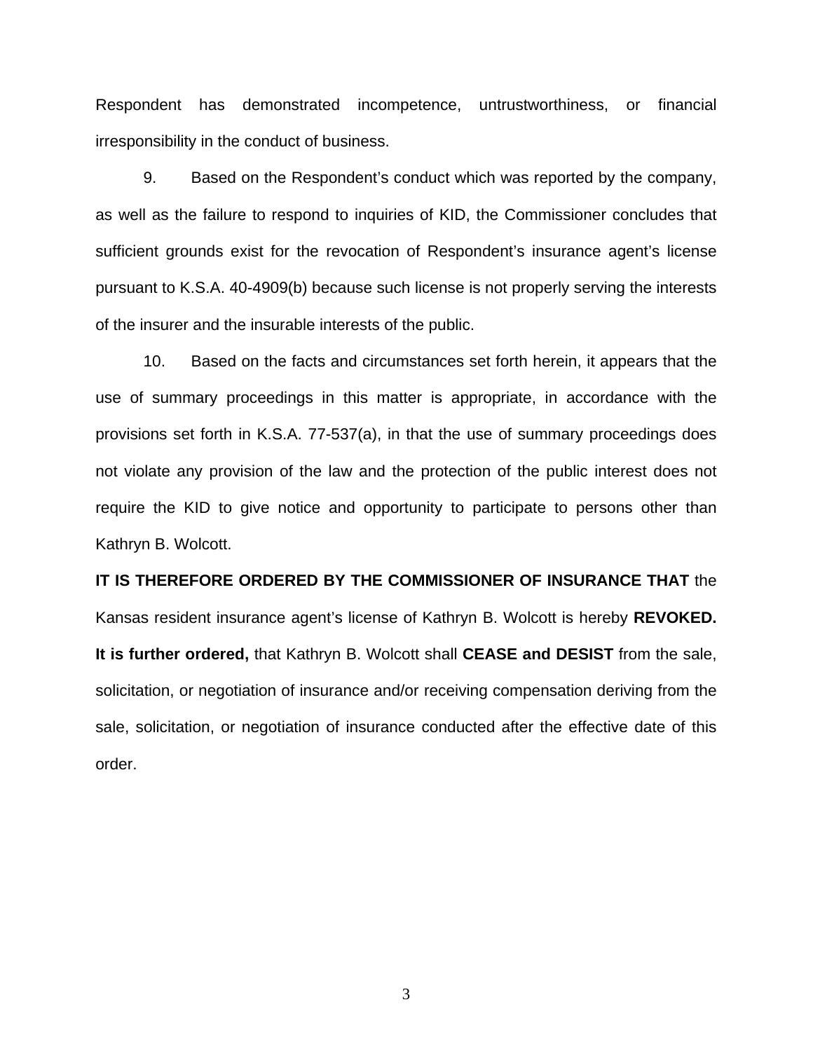Respondent has demonstrated incompetence, untrustworthiness, or financial irresponsibility in the conduct of business.

9. Based on the Respondent's conduct which was reported by the company, as well as the failure to respond to inquiries of KID, the Commissioner concludes that sufficient grounds exist for the revocation of Respondent's insurance agent's license pursuant to K.S.A. 40-4909(b) because such license is not properly serving the interests of the insurer and the insurable interests of the public.

10. Based on the facts and circumstances set forth herein, it appears that the use of summary proceedings in this matter is appropriate, in accordance with the provisions set forth in K.S.A. 77-537(a), in that the use of summary proceedings does not violate any provision of the law and the protection of the public interest does not require the KID to give notice and opportunity to participate to persons other than Kathryn B. Wolcott.

**IT IS THEREFORE ORDERED BY THE COMMISSIONER OF INSURANCE THAT** the Kansas resident insurance agent's license of Kathryn B. Wolcott is hereby **REVOKED. It is further ordered,** that Kathryn B. Wolcott shall **CEASE and DESIST** from the sale, solicitation, or negotiation of insurance and/or receiving compensation deriving from the sale, solicitation, or negotiation of insurance conducted after the effective date of this order.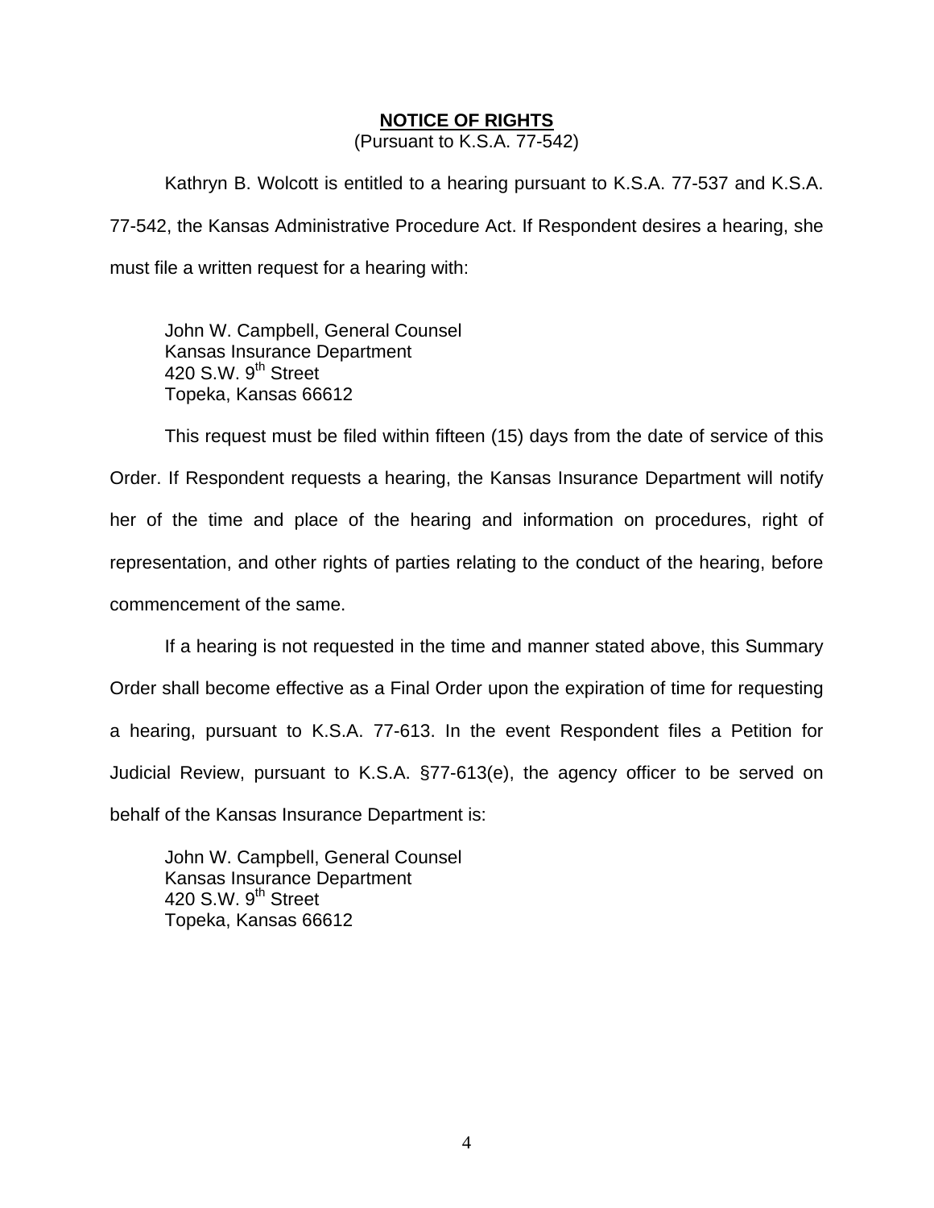## NOTICE OF RIGHTS

(Pursuant to K.S.A. 77-542)

Kathryn B. Wolcott is entitled to a hearing pursuant to K.S.A. 77-537 and K.S.A. 77-542, the Kansas Administrative Procedure Act. If Respondent desires a hearing, she must file a written request for a hearing with:

John W. Campbell, General Counsel
Kansas Insurance Department
420 S.W. 9th Street
Topeka, Kansas 66612

This request must be filed within fifteen (15) days from the date of service of this Order. If Respondent requests a hearing, the Kansas Insurance Department will notify her of the time and place of the hearing and information on procedures, right of representation, and other rights of parties relating to the conduct of the hearing, before commencement of the same.

If a hearing is not requested in the time and manner stated above, this Summary Order shall become effective as a Final Order upon the expiration of time for requesting a hearing, pursuant to K.S.A. 77-613. In the event Respondent files a Petition for Judicial Review, pursuant to K.S.A. §77-613(e), the agency officer to be served on behalf of the Kansas Insurance Department is:

John W. Campbell, General Counsel
Kansas Insurance Department
420 S.W. 9th Street
Topeka, Kansas 66612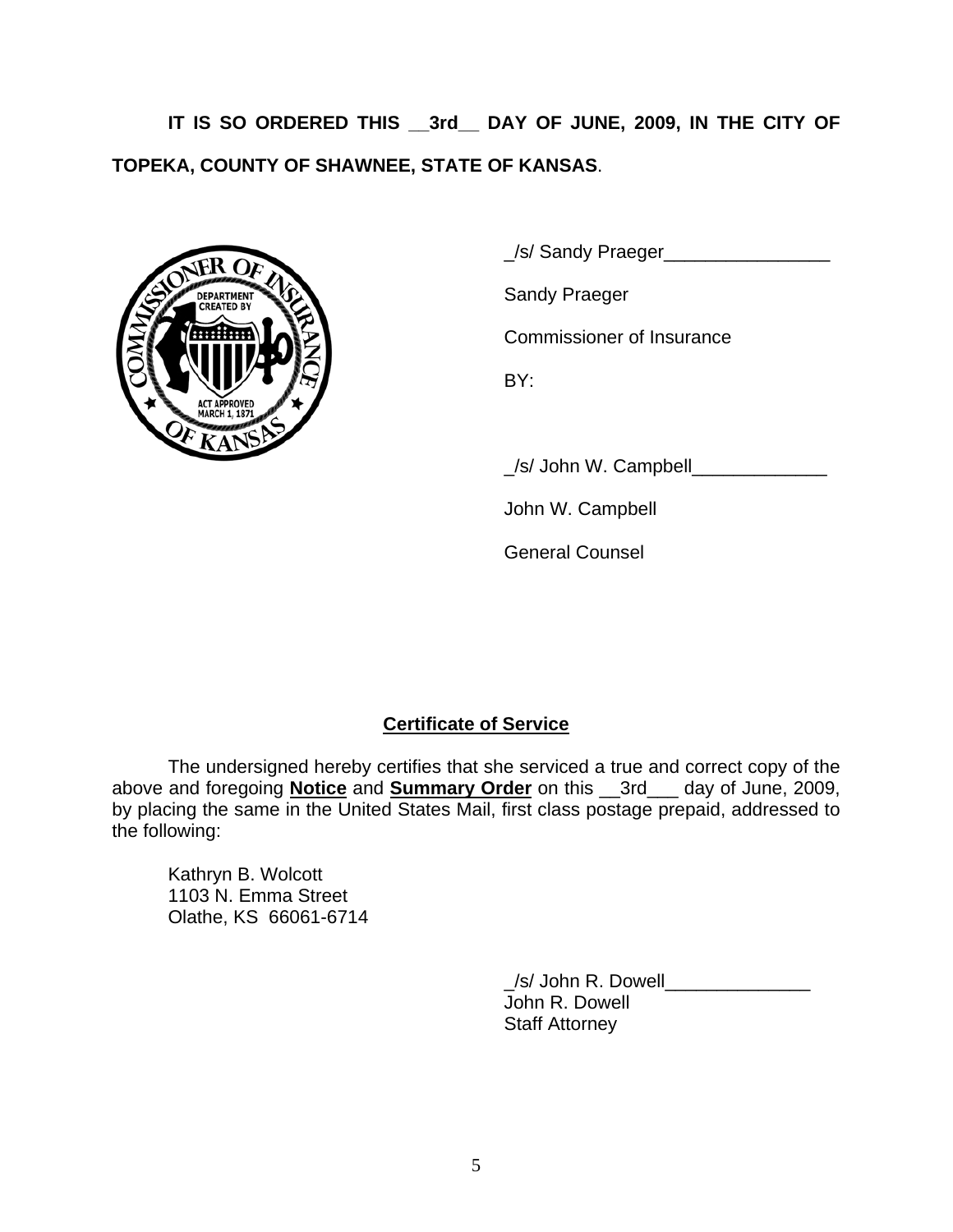**IT IS SO ORDERED THIS __3rd__ DAY OF JUNE, 2009, IN THE CITY OF TOPEKA, COUNTY OF SHAWNEE, STATE OF KANSAS**.

_/s/ Sandy Praeger________________

Sandy Praeger

Commissioner of Insurance

BY:

_/s/ John W. Campbell_____________

John W. Campbell

General Counsel

## Certificate of Service

The undersigned hereby certifies that she serviced a true and correct copy of the above and foregoing **Notice** and **Summary Order** on this __3rd___ day of June, 2009, by placing the same in the United States Mail, first class postage prepaid, addressed to the following:

Kathryn B. Wolcott
1103 N. Emma Street
Olathe, KS 66061-6714

_/s/ John R. Dowell______________
John R. Dowell
Staff Attorney